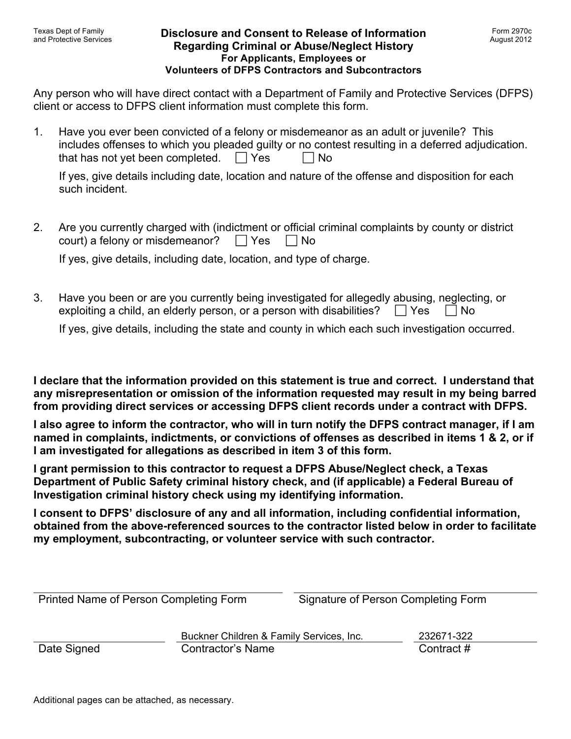Texas Dept of Family and Protective Services

Form 2970c
August 2012

# Disclosure and Consent to Release of Information Regarding Criminal or Abuse/Neglect History

## For Applicants, Employees or Volunteers of DFPS Contractors and Subcontractors

Any person who will have direct contact with a Department of Family and Protective Services (DFPS) client or access to DFPS client information must complete this form.

1. Have you ever been convicted of a felony or misdemeanor as an adult or juvenile? This includes offenses to which you pleaded guilty or no contest resulting in a deferred adjudication. that has not yet been completed. ☐ Yes ☐ No

   If yes, give details including date, location and nature of the offense and disposition for each such incident.

2. Are you currently charged with (indictment or official criminal complaints by county or district court) a felony or misdemeanor? ☐ Yes ☐ No

   If yes, give details, including date, location, and type of charge.

3. Have you been or are you currently being investigated for allegedly abusing, neglecting, or exploiting a child, an elderly person, or a person with disabilities? ☐ Yes ☐ No

   If yes, give details, including the state and county in which each such investigation occurred.

**I declare that the information provided on this statement is true and correct. I understand that any misrepresentation or omission of the information requested may result in my being barred from providing direct services or accessing DFPS client records under a contract with DFPS.**

**I also agree to inform the contractor, who will in turn notify the DFPS contract manager, if I am named in complaints, indictments, or convictions of offenses as described in items 1 & 2, or if I am investigated for allegations as described in item 3 of this form.**

**I grant permission to this contractor to request a DFPS Abuse/Neglect check, a Texas Department of Public Safety criminal history check, and (if applicable) a Federal Bureau of Investigation criminal history check using my identifying information.**

**I consent to DFPS' disclosure of any and all information, including confidential information, obtained from the above-referenced sources to the contractor listed below in order to facilitate my employment, subcontracting, or volunteer service with such contractor.**

\_\_\_\_\_\_\_\_\_\_\_\_\_\_\_\_\_\_\_\_\_\_\_\_\_\_\_\_\_\_ \_\_\_\_\_\_\_\_\_\_\_\_\_\_\_\_\_\_\_\_\_\_\_\_\_\_\_\_\_\_
Printed Name of Person Completing Form Signature of Person Completing Form

\_\_\_\_\_\_\_\_\_\_\_\_\_\_\_\_ Buckner Children & Family Services, Inc. 232671-322
Date Signed Contractor's Name Contract #

Additional pages can be attached, as necessary.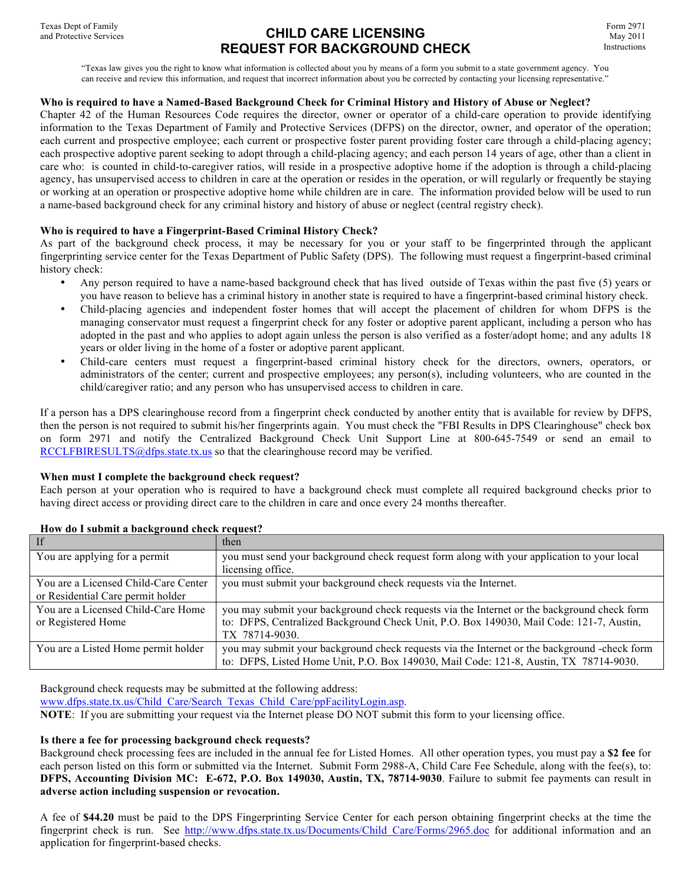Texas Dept of Family and Protective Services

# CHILD CARE LICENSING REQUEST FOR BACKGROUND CHECK

Form 2971
May 2011
Instructions

"Texas law gives you the right to know what information is collected about you by means of a form you submit to a state government agency. You can receive and review this information, and request that incorrect information about you be corrected by contacting your licensing representative."

**Who is required to have a Named-Based Background Check for Criminal History and History of Abuse or Neglect?**

Chapter 42 of the Human Resources Code requires the director, owner or operator of a child-care operation to provide identifying information to the Texas Department of Family and Protective Services (DFPS) on the director, owner, and operator of the operation; each current and prospective employee; each current or prospective foster parent providing foster care through a child-placing agency; each prospective adoptive parent seeking to adopt through a child-placing agency; and each person 14 years of age, other than a client in care who: is counted in child-to-caregiver ratios, will reside in a prospective adoptive home if the adoption is through a child-placing agency, has unsupervised access to children in care at the operation or resides in the operation, or will regularly or frequently be staying or working at an operation or prospective adoptive home while children are in care. The information provided below will be used to run a name-based background check for any criminal history and history of abuse or neglect (central registry check).

**Who is required to have a Fingerprint-Based Criminal History Check?**

As part of the background check process, it may be necessary for you or your staff to be fingerprinted through the applicant fingerprinting service center for the Texas Department of Public Safety (DPS). The following must request a fingerprint-based criminal history check:

- Any person required to have a name-based background check that has lived outside of Texas within the past five (5) years or you have reason to believe has a criminal history in another state is required to have a fingerprint-based criminal history check.
- Child-placing agencies and independent foster homes that will accept the placement of children for whom DFPS is the managing conservator must request a fingerprint check for any foster or adoptive parent applicant, including a person who has adopted in the past and who applies to adopt again unless the person is also verified as a foster/adopt home; and any adults 18 years or older living in the home of a foster or adoptive parent applicant.
- Child-care centers must request a fingerprint-based criminal history check for the directors, owners, operators, or administrators of the center; current and prospective employees; any person(s), including volunteers, who are counted in the child/caregiver ratio; and any person who has unsupervised access to children in care.

If a person has a DPS clearinghouse record from a fingerprint check conducted by another entity that is available for review by DFPS, then the person is not required to submit his/her fingerprints again. You must check the "FBI Results in DPS Clearinghouse" check box on form 2971 and notify the Centralized Background Check Unit Support Line at 800-645-7549 or send an email to RCCLFBIRESULTS@dfps.state.tx.us so that the clearinghouse record may be verified.

**When must I complete the background check request?**

Each person at your operation who is required to have a background check must complete all required background checks prior to having direct access or providing direct care to the children in care and once every 24 months thereafter.

**How do I submit a background check request?**

| If | then |
|---|---|
| You are applying for a permit | you must send your background check request form along with your application to your local licensing office. |
| You are a Licensed Child-Care Center or Residential Care permit holder | you must submit your background check requests via the Internet. |
| You are a Licensed Child-Care Home or Registered Home | you may submit your background check requests via the Internet or the background check form to: DFPS, Centralized Background Check Unit, P.O. Box 149030, Mail Code: 121-7, Austin, TX 78714-9030. |
| You are a Listed Home permit holder | you may submit your background check requests via the Internet or the background -check form to: DFPS, Listed Home Unit, P.O. Box 149030, Mail Code: 121-8, Austin, TX 78714-9030. |

Background check requests may be submitted at the following address:
www.dfps.state.tx.us/Child_Care/Search_Texas_Child_Care/ppFacilityLogin.asp.

**NOTE**: If you are submitting your request via the Internet please DO NOT submit this form to your licensing office.

**Is there a fee for processing background check requests?**

Background check processing fees are included in the annual fee for Listed Homes. All other operation types, you must pay a **$2 fee** for each person listed on this form or submitted via the Internet. Submit Form 2988-A, Child Care Fee Schedule, along with the fee(s), to: **DFPS, Accounting Division MC: E-672, P.O. Box 149030, Austin, TX, 78714-9030**. Failure to submit fee payments can result in **adverse action including suspension or revocation.**

A fee of **$44.20** must be paid to the DPS Fingerprinting Service Center for each person obtaining fingerprint checks at the time the fingerprint check is run. See http://www.dfps.state.tx.us/Documents/Child_Care/Forms/2965.doc for additional information and an application for fingerprint-based checks.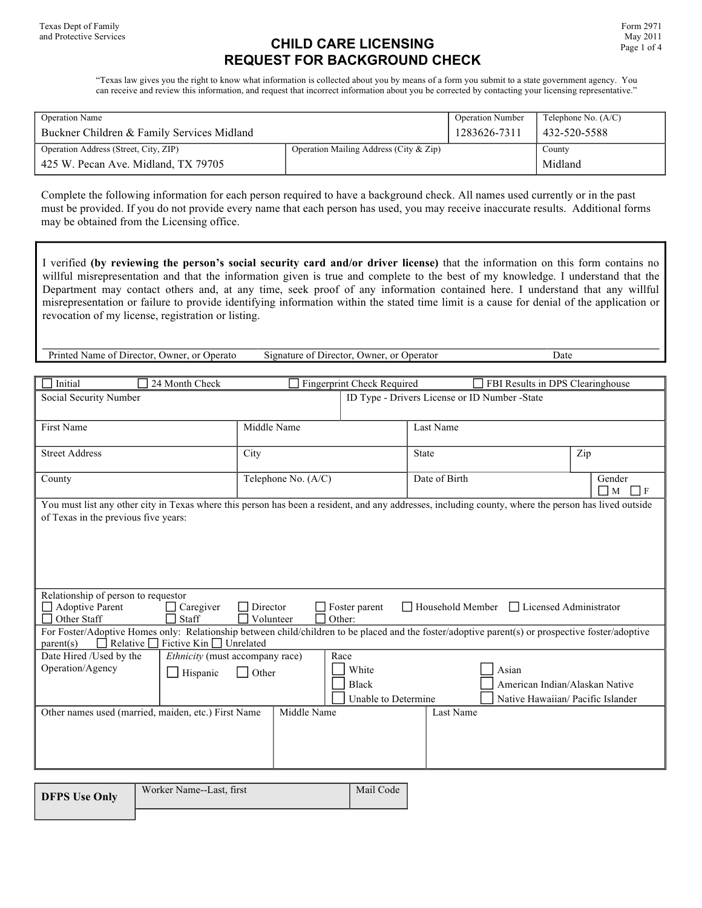Texas Dept of Family and Protective Services

Form 2971
May 2011

# CHILD CARE LICENSING
# REQUEST FOR BACKGROUND CHECK

"Texas law gives you the right to know what information is collected about you by means of a form you submit to a state government agency. You can receive and review this information, and request that incorrect information about you be corrected by contacting your licensing representative."

| Operation Name | | Operation Number | Telephone No. (A/C) |
|---|---|---|---|
| Buckner Children & Family Services Midland | | 1283626-7311 | 432-520-5588 |
| **Operation Address (Street, City, ZIP)** | **Operation Mailing Address (City & Zip)** | | **County** |
| 425 W. Pecan Ave. Midland, TX 79705 | | | Midland |

Complete the following information for each person required to have a background check. All names used currently or in the past must be provided. If you do not provide every name that each person has used, you may receive inaccurate results. Additional forms may be obtained from the Licensing office.

I verified **(by reviewing the person's social security card and/or driver license)** that the information on this form contains no willful misrepresentation and that the information given is true and complete to the best of my knowledge. I understand that the Department may contact others and, at any time, seek proof of any information contained here. I understand that any willful misrepresentation or failure to provide identifying information within the stated time limit is a cause for denial of the application or revocation of my license, registration or listing.

| Printed Name of Director, Owner, or Operato | Signature of Director, Owner, or Operator | Date |
|---|---|---|
| | | |

☐ Initial ☐ 24 Month Check ☐ Fingerprint Check Required ☐ FBI Results in DPS Clearinghouse

| Social Security Number | | ID Type - Drivers License or ID Number -State | |
|---|---|---|---|
| | | | |
| **First Name** | **Middle Name** | **Last Name** | |
| | | | |
| **Street Address** | **City** | **State** | **Zip** |
| | | | |
| **County** | **Telephone No. (A/C)** | **Date of Birth** | **Gender** ☐ M ☐ F |
| | | | |

You must list any other city in Texas where this person has been a resident, and any addresses, including county, where the person has lived outside of Texas in the previous five years:

Relationship of person to requestor
☐ Adoptive Parent ☐ Caregiver ☐ Director ☐ Foster parent ☐ Household Member ☐ Licensed Administrator
☐ Other Staff ☐ Staff ☐ Volunteer ☐ Other:

For Foster/Adoptive Homes only: Relationship between child/children to be placed and the foster/adoptive parent(s) or prospective foster/adoptive parent(s) ☐ Relative ☐ Fictive Kin ☐ Unrelated

| Date Hired /Used by the Operation/Agency | *Ethnicity* (must accompany race) | Race |
|---|---|---|
| | ☐ Hispanic ☐ Other | ☐ White ☐ Black ☐ Unable to Determine ☐ Asian ☐ American Indian/Alaskan Native ☐ Native Hawaiian/ Pacific Islander |

| Other names used (married, maiden, etc.) First Name | Middle Name | Last Name |
|---|---|---|
| | | |

| DFPS Use Only | Worker Name--Last, first | Mail Code |
|---|---|---|
| | | |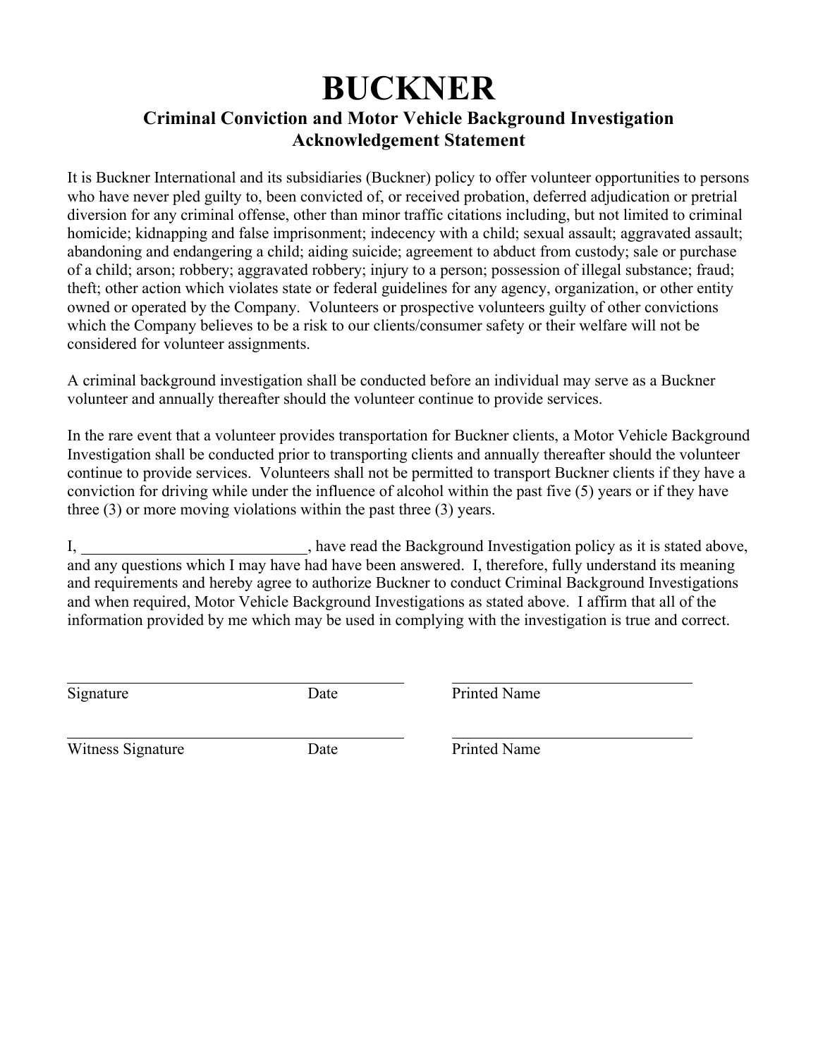# BUCKNER

## Criminal Conviction and Motor Vehicle Background Investigation Acknowledgement Statement

It is Buckner International and its subsidiaries (Buckner) policy to offer volunteer opportunities to persons who have never pled guilty to, been convicted of, or received probation, deferred adjudication or pretrial diversion for any criminal offense, other than minor traffic citations including, but not limited to criminal homicide; kidnapping and false imprisonment; indecency with a child; sexual assault; aggravated assault; abandoning and endangering a child; aiding suicide; agreement to abduct from custody; sale or purchase of a child; arson; robbery; aggravated robbery; injury to a person; possession of illegal substance; fraud; theft; other action which violates state or federal guidelines for any agency, organization, or other entity owned or operated by the Company. Volunteers or prospective volunteers guilty of other convictions which the Company believes to be a risk to our clients/consumer safety or their welfare will not be considered for volunteer assignments.

A criminal background investigation shall be conducted before an individual may serve as a Buckner volunteer and annually thereafter should the volunteer continue to provide services.

In the rare event that a volunteer provides transportation for Buckner clients, a Motor Vehicle Background Investigation shall be conducted prior to transporting clients and annually thereafter should the volunteer continue to provide services. Volunteers shall not be permitted to transport Buckner clients if they have a conviction for driving while under the influence of alcohol within the past five (5) years or if they have three (3) or more moving violations within the past three (3) years.

I, ____________________________, have read the Background Investigation policy as it is stated above, and any questions which I may have had have been answered. I, therefore, fully understand its meaning and requirements and hereby agree to authorize Buckner to conduct Criminal Background Investigations and when required, Motor Vehicle Background Investigations as stated above. I affirm that all of the information provided by me which may be used in complying with the investigation is true and correct.

______________________________________ ______________________________

Signature Date Printed Name

______________________________________ ______________________________

Witness Signature Date Printed Name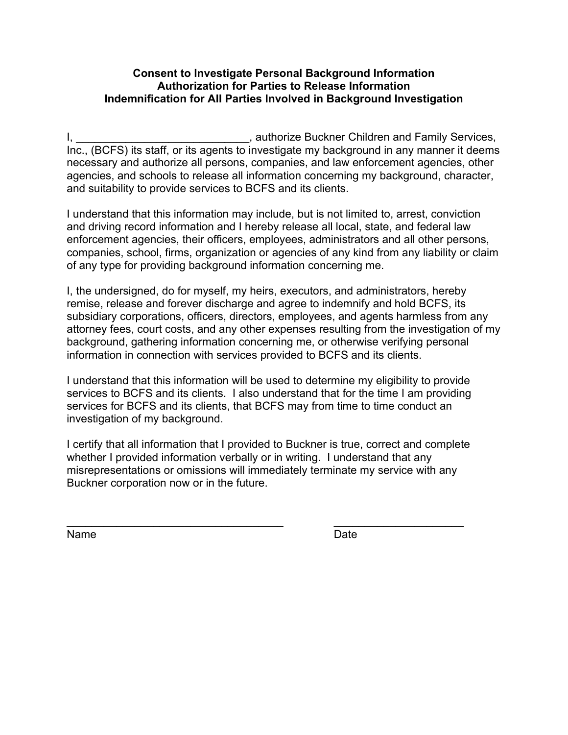**Consent to Investigate Personal Background Information**
**Authorization for Parties to Release Information**
**Indemnification for All Parties Involved in Background Investigation**

I, ____________________________, authorize Buckner Children and Family Services, Inc., (BCFS) its staff, or its agents to investigate my background in any manner it deems necessary and authorize all persons, companies, and law enforcement agencies, other agencies, and schools to release all information concerning my background, character, and suitability to provide services to BCFS and its clients.

I understand that this information may include, but is not limited to, arrest, conviction and driving record information and I hereby release all local, state, and federal law enforcement agencies, their officers, employees, administrators and all other persons, companies, school, firms, organization or agencies of any kind from any liability or claim of any type for providing background information concerning me.

I, the undersigned, do for myself, my heirs, executors, and administrators, hereby remise, release and forever discharge and agree to indemnify and hold BCFS, its subsidiary corporations, officers, directors, employees, and agents harmless from any attorney fees, court costs, and any other expenses resulting from the investigation of my background, gathering information concerning me, or otherwise verifying personal information in connection with services provided to BCFS and its clients.

I understand that this information will be used to determine my eligibility to provide services to BCFS and its clients. I also understand that for the time I am providing services for BCFS and its clients, that BCFS may from time to time conduct an investigation of my background.

I certify that all information that I provided to Buckner is true, correct and complete whether I provided information verbally or in writing. I understand that any misrepresentations or omissions will immediately terminate my service with any Buckner corporation now or in the future.

____________________________________ ______________________
Name Date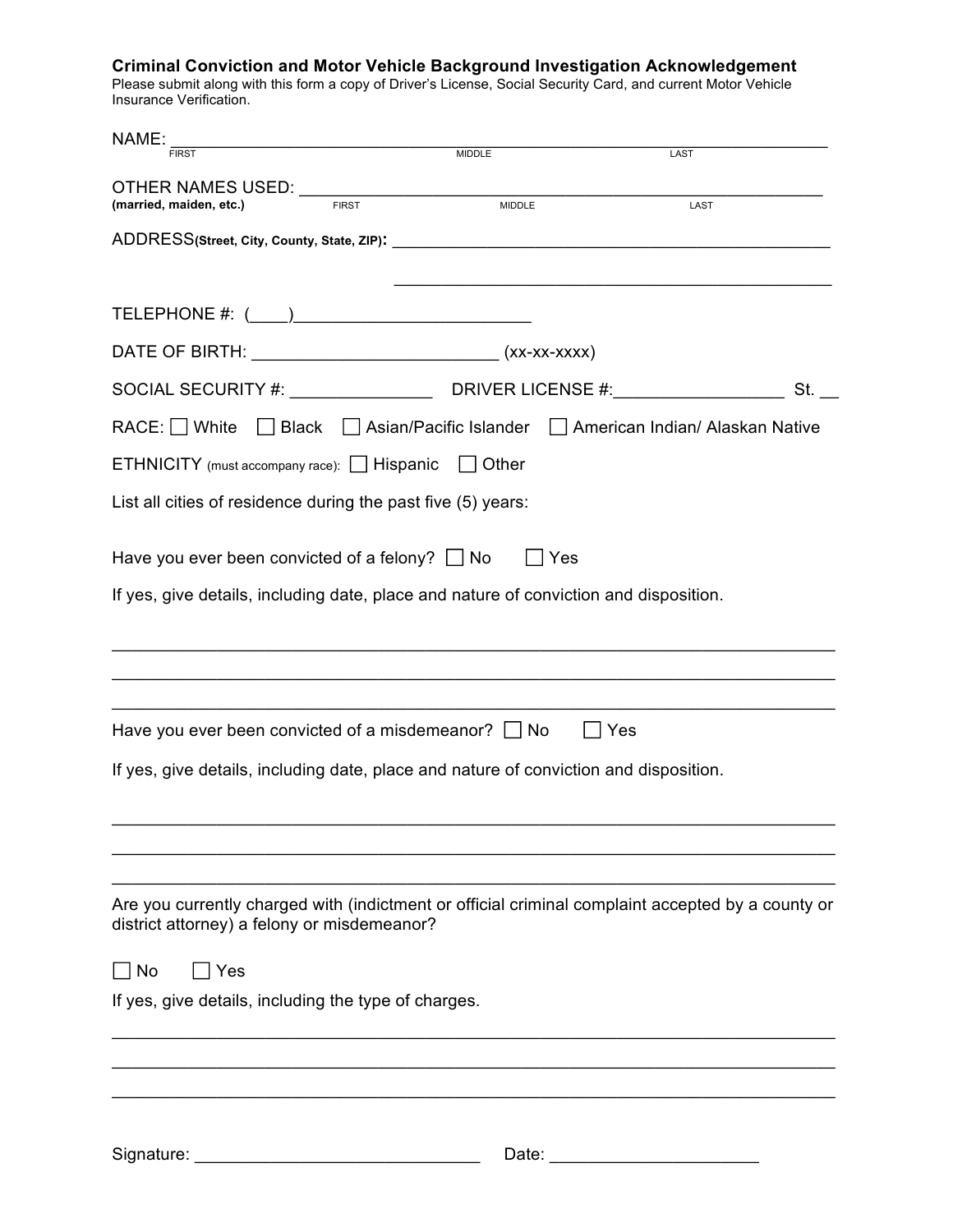**Criminal Conviction and Motor Vehicle Background Investigation Acknowledgement**

Please submit along with this form a copy of Driver's License, Social Security Card, and current Motor Vehicle Insurance Verification.

NAME: ___________________________________________________________________
FIRST MIDDLE LAST

OTHER NAMES USED: ______________________________________________________
**(married, maiden, etc.)** FIRST MIDDLE LAST

ADDRESS**(Street, City, County, State, ZIP)**: _____________________________________________

_____________________________________________

TELEPHONE #: (____)_________________________

DATE OF BIRTH: __________________________ (xx-xx-xxxx)

SOCIAL SECURITY #: _______________ DRIVER LICENSE #:__________________ St. __

RACE: ☐ White ☐ Black ☐ Asian/Pacific Islander ☐ American Indian/ Alaskan Native

ETHNICITY (must accompany race): ☐ Hispanic ☐ Other

List all cities of residence during the past five (5) years:

Have you ever been convicted of a felony? ☐ No ☐ Yes

If yes, give details, including date, place and nature of conviction and disposition.

_____________________________________________________________________________

_____________________________________________________________________________

_____________________________________________________________________________

Have you ever been convicted of a misdemeanor? ☐ No ☐ Yes

If yes, give details, including date, place and nature of conviction and disposition.

_____________________________________________________________________________

_____________________________________________________________________________

_____________________________________________________________________________

Are you currently charged with (indictment or official criminal complaint accepted by a county or district attorney) a felony or misdemeanor?

☐ No ☐ Yes

If yes, give details, including the type of charges.

_____________________________________________________________________________

_____________________________________________________________________________

_____________________________________________________________________________

Signature: ______________________________ Date: ______________________